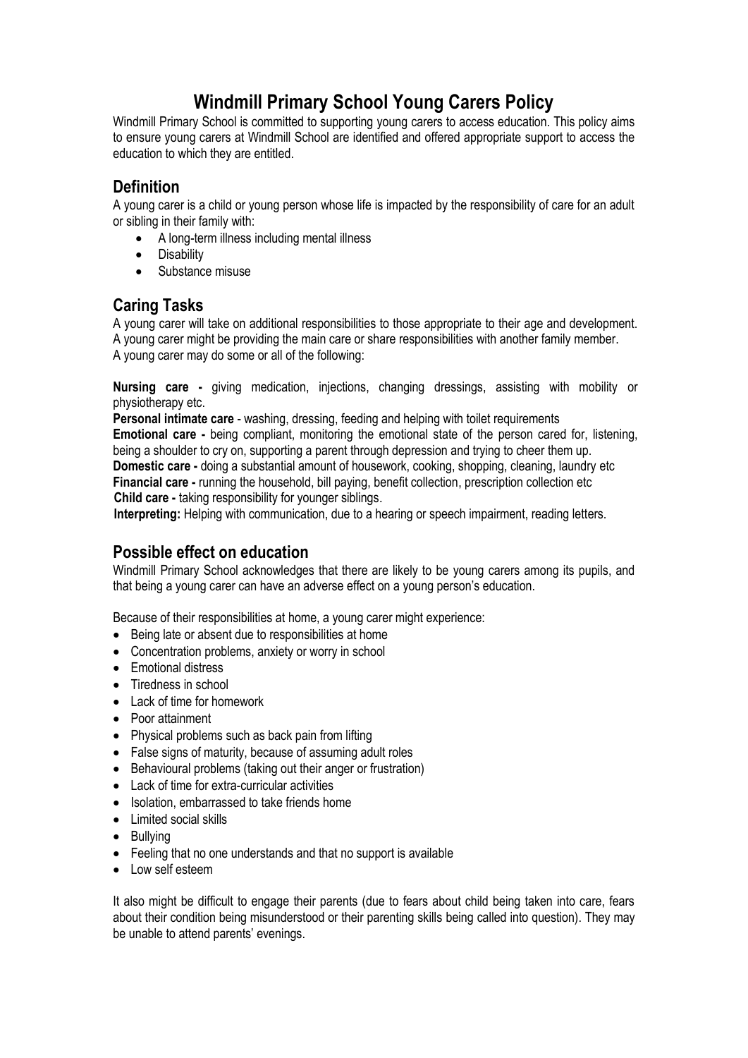# Windmill Primary School Young Carers Policy

Windmill Primary School is committed to supporting young carers to access education. This policy aims to ensure young carers at Windmill School are identified and offered appropriate support to access the education to which they are entitled.

## Definition

A young carer is a child or young person whose life is impacted by the responsibility of care for an adult or sibling in their family with:

- A long-term illness including mental illness
- Disability
- Substance misuse

## Caring Tasks

A young carer will take on additional responsibilities to those appropriate to their age and development. A young carer might be providing the main care or share responsibilities with another family member. A young carer may do some or all of the following:

**Nursing care -** giving medication, injections, changing dressings, assisting with mobility or physiotherapy etc.
**Personal intimate care** - washing, dressing, feeding and helping with toilet requirements
**Emotional care -** being compliant, monitoring the emotional state of the person cared for, listening, being a shoulder to cry on, supporting a parent through depression and trying to cheer them up.
**Domestic care -** doing a substantial amount of housework, cooking, shopping, cleaning, laundry etc
**Financial care -** running the household, bill paying, benefit collection, prescription collection etc
**Child care -** taking responsibility for younger siblings.
**Interpreting:** Helping with communication, due to a hearing or speech impairment, reading letters.

## Possible effect on education

Windmill Primary School acknowledges that there are likely to be young carers among its pupils, and that being a young carer can have an adverse effect on a young person's education.

Because of their responsibilities at home, a young carer might experience:

- Being late or absent due to responsibilities at home
- Concentration problems, anxiety or worry in school
- Emotional distress
- Tiredness in school
- Lack of time for homework
- Poor attainment
- Physical problems such as back pain from lifting
- False signs of maturity, because of assuming adult roles
- Behavioural problems (taking out their anger or frustration)
- Lack of time for extra-curricular activities
- Isolation, embarrassed to take friends home
- Limited social skills
- Bullying
- Feeling that no one understands and that no support is available
- Low self esteem

It also might be difficult to engage their parents (due to fears about child being taken into care, fears about their condition being misunderstood or their parenting skills being called into question). They may be unable to attend parents' evenings.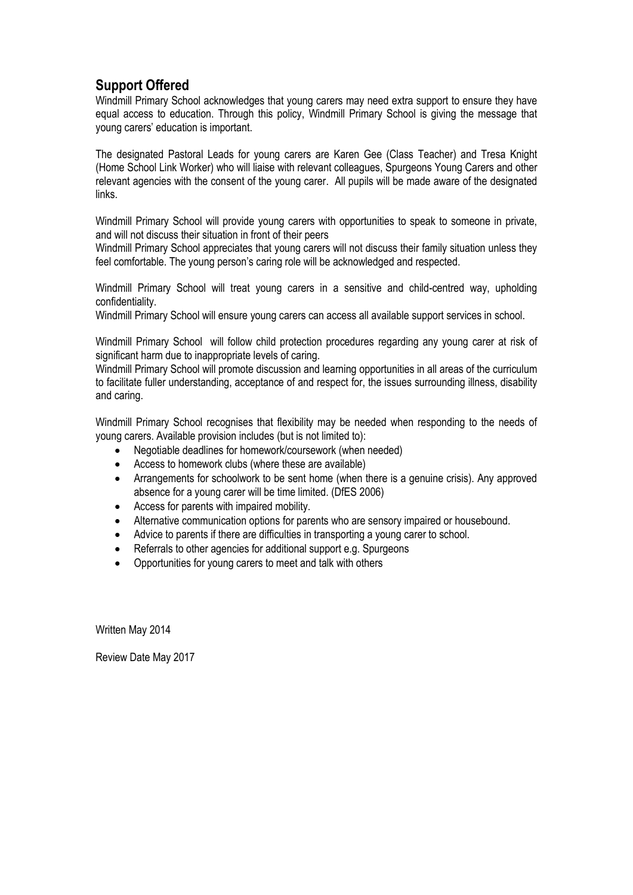## Support Offered

Windmill Primary School acknowledges that young carers may need extra support to ensure they have equal access to education. Through this policy, Windmill Primary School is giving the message that young carers' education is important.

The designated Pastoral Leads for young carers are Karen Gee (Class Teacher) and Tresa Knight (Home School Link Worker) who will liaise with relevant colleagues, Spurgeons Young Carers and other relevant agencies with the consent of the young carer. All pupils will be made aware of the designated links.

Windmill Primary School will provide young carers with opportunities to speak to someone in private, and will not discuss their situation in front of their peers

Windmill Primary School appreciates that young carers will not discuss their family situation unless they feel comfortable. The young person's caring role will be acknowledged and respected.

Windmill Primary School will treat young carers in a sensitive and child-centred way, upholding confidentiality.

Windmill Primary School will ensure young carers can access all available support services in school.

Windmill Primary School will follow child protection procedures regarding any young carer at risk of significant harm due to inappropriate levels of caring.

Windmill Primary School will promote discussion and learning opportunities in all areas of the curriculum to facilitate fuller understanding, acceptance of and respect for, the issues surrounding illness, disability and caring.

Windmill Primary School recognises that flexibility may be needed when responding to the needs of young carers. Available provision includes (but is not limited to):

- Negotiable deadlines for homework/coursework (when needed)
- Access to homework clubs (where these are available)
- Arrangements for schoolwork to be sent home (when there is a genuine crisis). Any approved absence for a young carer will be time limited. (DfES 2006)
- Access for parents with impaired mobility.
- Alternative communication options for parents who are sensory impaired or housebound.
- Advice to parents if there are difficulties in transporting a young carer to school.
- Referrals to other agencies for additional support e.g. Spurgeons
- Opportunities for young carers to meet and talk with others

Written May 2014

Review Date May 2017